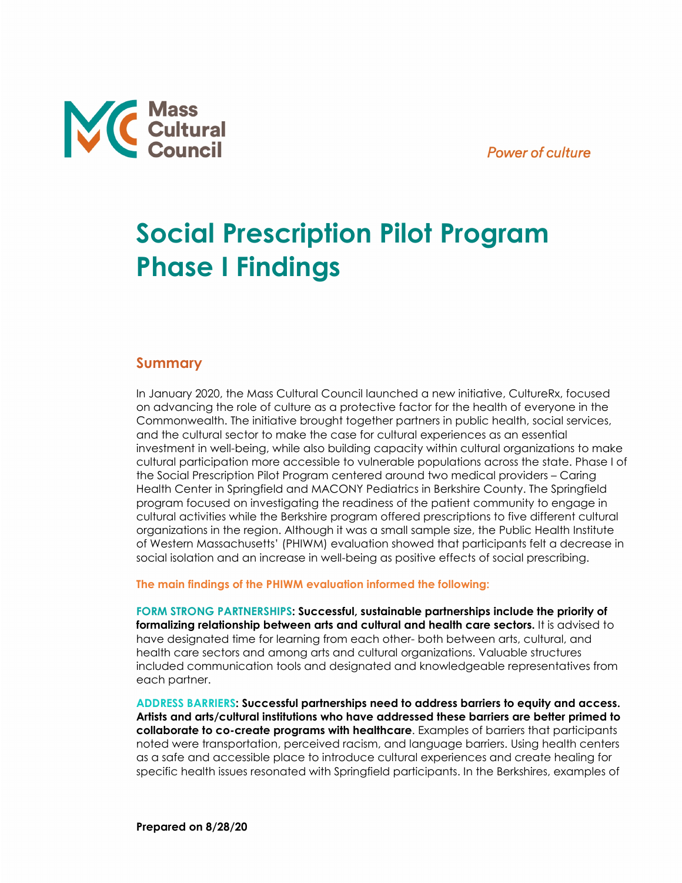Mass Cultural Council

*Power of culture*

# Social Prescription Pilot Program Phase I Findings

## Summary

In January 2020, the Mass Cultural Council launched a new initiative, CultureRx, focused on advancing the role of culture as a protective factor for the health of everyone in the Commonwealth. The initiative brought together partners in public health, social services, and the cultural sector to make the case for cultural experiences as an essential investment in well-being, while also building capacity within cultural organizations to make cultural participation more accessible to vulnerable populations across the state. Phase I of the Social Prescription Pilot Program centered around two medical providers – Caring Health Center in Springfield and MACONY Pediatrics in Berkshire County. The Springfield program focused on investigating the readiness of the patient community to engage in cultural activities while the Berkshire program offered prescriptions to five different cultural organizations in the region. Although it was a small sample size, the Public Health Institute of Western Massachusetts' (PHIWM) evaluation showed that participants felt a decrease in social isolation and an increase in well-being as positive effects of social prescribing.

**The main findings of the PHIWM evaluation informed the following:**

**FORM STRONG PARTNERSHIPS: Successful, sustainable partnerships include the priority of formalizing relationship between arts and cultural and health care sectors.** It is advised to have designated time for learning from each other- both between arts, cultural, and health care sectors and among arts and cultural organizations. Valuable structures included communication tools and designated and knowledgeable representatives from each partner.

**ADDRESS BARRIERS: Successful partnerships need to address barriers to equity and access. Artists and arts/cultural institutions who have addressed these barriers are better primed to collaborate to co-create programs with healthcare**. Examples of barriers that participants noted were transportation, perceived racism, and language barriers. Using health centers as a safe and accessible place to introduce cultural experiences and create healing for specific health issues resonated with Springfield participants. In the Berkshires, examples of

**Prepared on 8/28/20**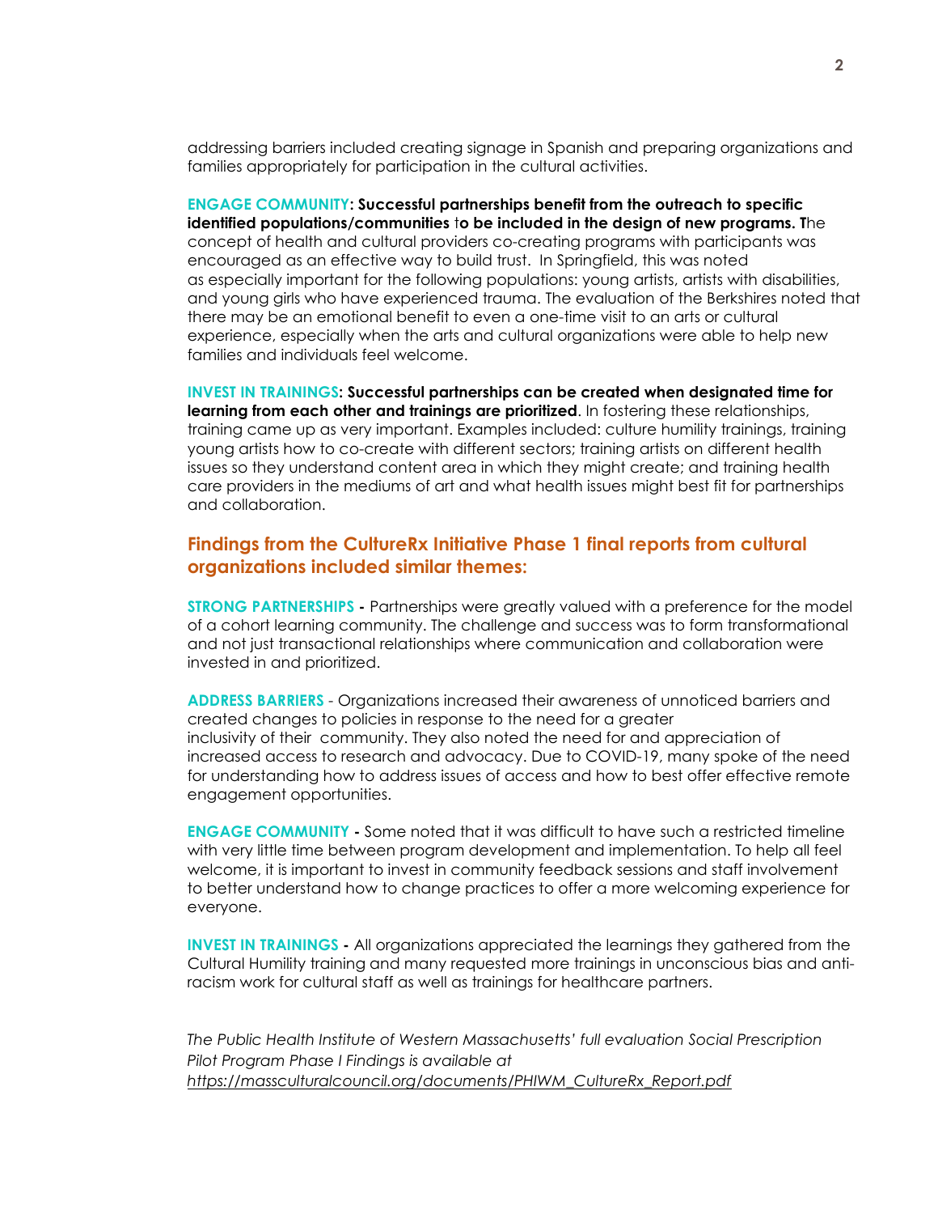addressing barriers included creating signage in Spanish and preparing organizations and families appropriately for participation in the cultural activities.

**ENGAGE COMMUNITY: Successful partnerships benefit from the outreach to specific identified populations/communities to be included in the design of new programs.** The concept of health and cultural providers co-creating programs with participants was encouraged as an effective way to build trust. In Springfield, this was noted as especially important for the following populations: young artists, artists with disabilities, and young girls who have experienced trauma. The evaluation of the Berkshires noted that there may be an emotional benefit to even a one-time visit to an arts or cultural experience, especially when the arts and cultural organizations were able to help new families and individuals feel welcome.

**INVEST IN TRAININGS: Successful partnerships can be created when designated time for learning from each other and trainings are prioritized**. In fostering these relationships, training came up as very important. Examples included: culture humility trainings, training young artists how to co-create with different sectors; training artists on different health issues so they understand content area in which they might create; and training health care providers in the mediums of art and what health issues might best fit for partnerships and collaboration.

## Findings from the CultureRx Initiative Phase 1 final reports from cultural organizations included similar themes:

**STRONG PARTNERSHIPS -** Partnerships were greatly valued with a preference for the model of a cohort learning community. The challenge and success was to form transformational and not just transactional relationships where communication and collaboration were invested in and prioritized.

**ADDRESS BARRIERS** - Organizations increased their awareness of unnoticed barriers and created changes to policies in response to the need for a greater inclusivity of their community. They also noted the need for and appreciation of increased access to research and advocacy. Due to COVID-19, many spoke of the need for understanding how to address issues of access and how to best offer effective remote engagement opportunities.

**ENGAGE COMMUNITY -** Some noted that it was difficult to have such a restricted timeline with very little time between program development and implementation. To help all feel welcome, it is important to invest in community feedback sessions and staff involvement to better understand how to change practices to offer a more welcoming experience for everyone.

**INVEST IN TRAININGS -** All organizations appreciated the learnings they gathered from the Cultural Humility training and many requested more trainings in unconscious bias and anti-racism work for cultural staff as well as trainings for healthcare partners.

*The Public Health Institute of Western Massachusetts' full evaluation Social Prescription Pilot Program Phase I Findings is available at [https://massculturalcouncil.org/documents/PHIWM_CultureRx_Report.pdf](https://massculturalcouncil.org/documents/PHIWM_CultureRx_Report.pdf)*